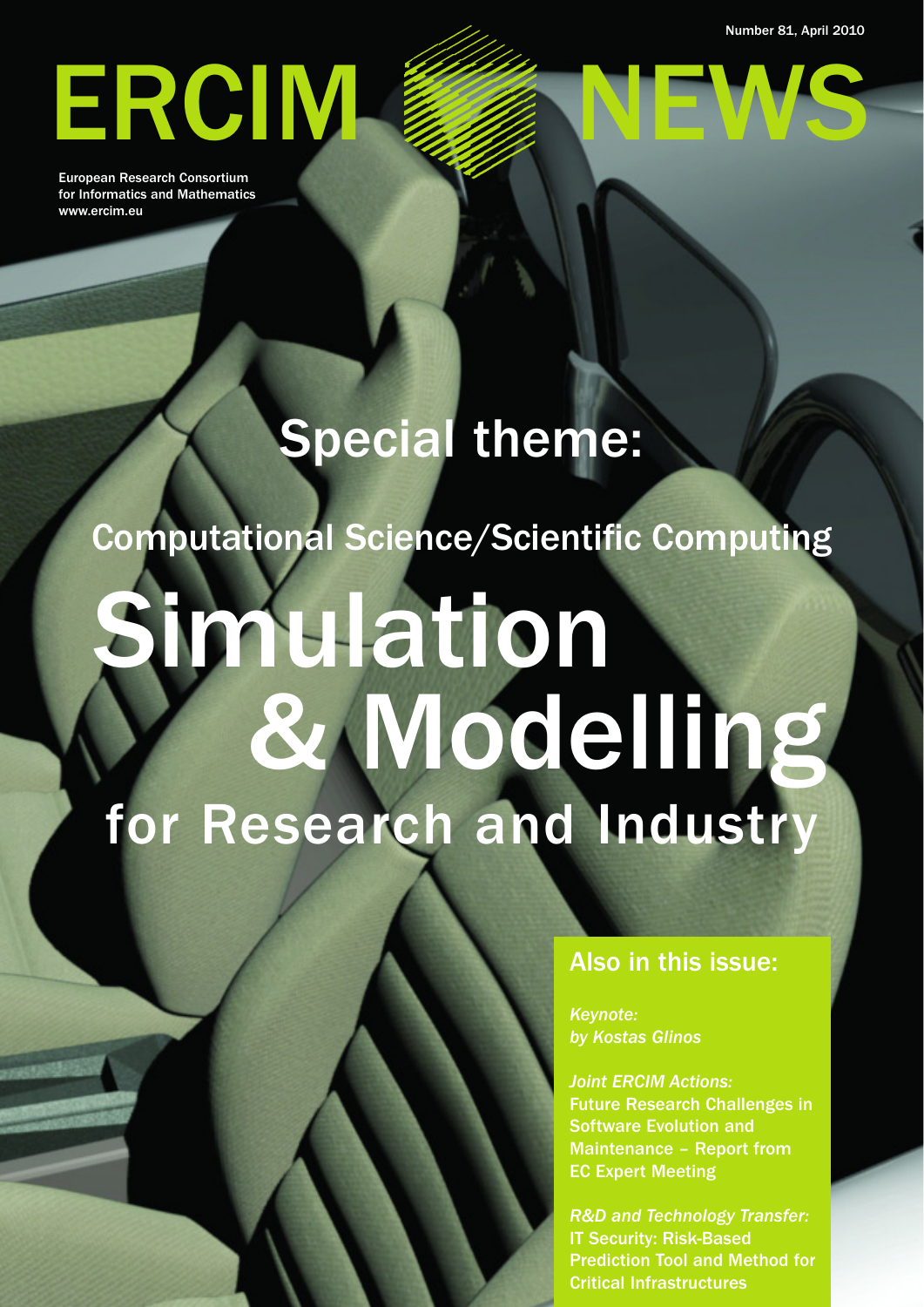Number 81, April 2010

# ERCIM NEWS

European Research Consortium for Informatics and Mathematics
www.ercim.eu

## Special theme:

## Computational Science/Scientific Computing

# Simulation & Modelling for Research and Industry

### Also in this issue:

*Keynote:*
*by Kostas Glinos*

*Joint ERCIM Actions:*
Future Research Challenges in Software Evolution and Maintenance – Report from EC Expert Meeting

*R&D and Technology Transfer:*
IT Security: Risk-Based Prediction Tool and Method for Critical Infrastructures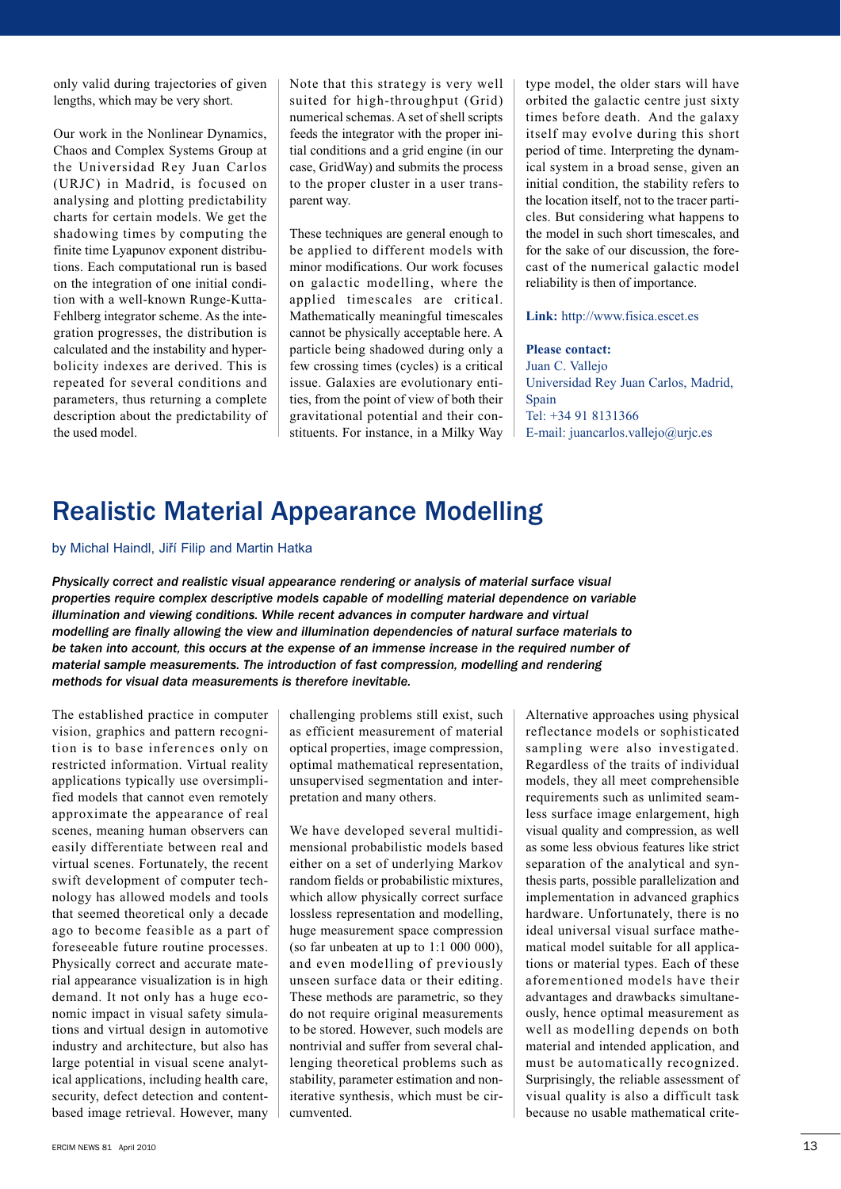only valid during trajectories of given lengths, which may be very short.

Our work in the Nonlinear Dynamics, Chaos and Complex Systems Group at the Universidad Rey Juan Carlos (URJC) in Madrid, is focused on analysing and plotting predictability charts for certain models. We get the shadowing times by computing the finite time Lyapunov exponent distributions. Each computational run is based on the integration of one initial condition with a well-known Runge-Kutta-Fehlberg integrator scheme. As the integration progresses, the distribution is calculated and the instability and hyperbolicity indexes are derived. This is repeated for several conditions and parameters, thus returning a complete description about the predictability of the used model.

Note that this strategy is very well suited for high-throughput (Grid) numerical schemas. A set of shell scripts feeds the integrator with the proper initial conditions and a grid engine (in our case, GridWay) and submits the process to the proper cluster in a user transparent way.

These techniques are general enough to be applied to different models with minor modifications. Our work focuses on galactic modelling, where the applied timescales are critical. Mathematically meaningful timescales cannot be physically acceptable here. A particle being shadowed during only a few crossing times (cycles) is a critical issue. Galaxies are evolutionary entities, from the point of view of both their gravitational potential and their constituents. For instance, in a Milky Way type model, the older stars will have orbited the galactic centre just sixty times before death. And the galaxy itself may evolve during this short period of time. Interpreting the dynamical system in a broad sense, given an initial condition, the stability refers to the location itself, not to the tracer particles. But considering what happens to the model in such short timescales, and for the sake of our discussion, the forecast of the numerical galactic model reliability is then of importance.

**Link:** http://www.fisica.escet.es

**Please contact:**
Juan C. Vallejo
Universidad Rey Juan Carlos, Madrid, Spain
Tel: +34 91 8131366
E-mail: juancarlos.vallejo@urjc.es

# Realistic Material Appearance Modelling

by Michal Haindl, Jiří Filip and Martin Hatka

***Physically correct and realistic visual appearance rendering or analysis of material surface visual properties require complex descriptive models capable of modelling material dependence on variable illumination and viewing conditions. While recent advances in computer hardware and virtual modelling are finally allowing the view and illumination dependencies of natural surface materials to be taken into account, this occurs at the expense of an immense increase in the required number of material sample measurements. The introduction of fast compression, modelling and rendering methods for visual data measurements is therefore inevitable.***

The established practice in computer vision, graphics and pattern recognition is to base inferences only on restricted information. Virtual reality applications typically use oversimplified models that cannot even remotely approximate the appearance of real scenes, meaning human observers can easily differentiate between real and virtual scenes. Fortunately, the recent swift development of computer technology has allowed models and tools that seemed theoretical only a decade ago to become feasible as a part of foreseeable future routine processes. Physically correct and accurate material appearance visualization is in high demand. It not only has a huge economic impact in visual safety simulations and virtual design in automotive industry and architecture, but also has large potential in visual scene analytical applications, including health care, security, defect detection and content-based image retrieval. However, many challenging problems still exist, such as efficient measurement of material optical properties, image compression, optimal mathematical representation, unsupervised segmentation and interpretation and many others.

We have developed several multidimensional probabilistic models based either on a set of underlying Markov random fields or probabilistic mixtures, which allow physically correct surface lossless representation and modelling, huge measurement space compression (so far unbeaten at up to 1:1 000 000), and even modelling of previously unseen surface data or their editing. These methods are parametric, so they do not require original measurements to be stored. However, such models are nontrivial and suffer from several challenging theoretical problems such as stability, parameter estimation and non-iterative synthesis, which must be circumvented.

Alternative approaches using physical reflectance models or sophisticated sampling were also investigated. Regardless of the traits of individual models, they all meet comprehensible requirements such as unlimited seamless surface image enlargement, high visual quality and compression, as well as some less obvious features like strict separation of the analytical and synthesis parts, possible parallelization and implementation in advanced graphics hardware. Unfortunately, there is no ideal universal visual surface mathematical model suitable for all applications or material types. Each of these aforementioned models have their advantages and drawbacks simultaneously, hence optimal measurement as well as modelling depends on both material and intended application, and must be automatically recognized. Surprisingly, the reliable assessment of visual quality is also a difficult task because no usable mathematical crite-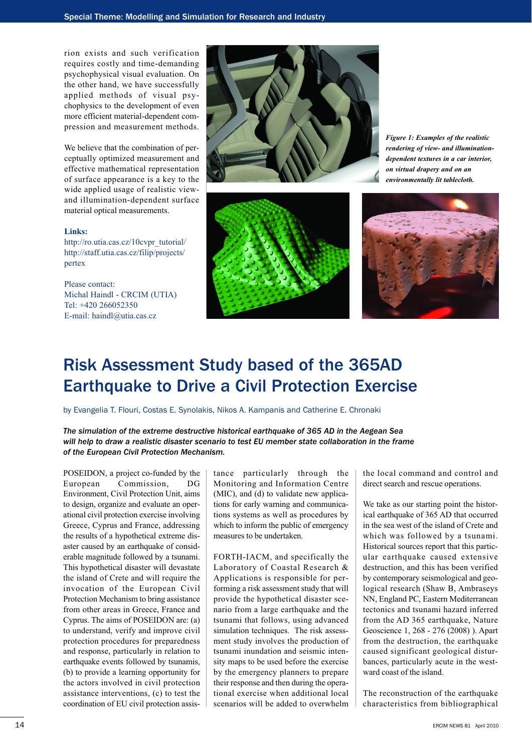rion exists and such verification requires costly and time-demanding psychophysical visual evaluation. On the other hand, we have successfully applied methods of visual psychophysics to the development of even more efficient material-dependent compression and measurement methods.

We believe that the combination of perceptually optimized measurement and effective mathematical representation of surface appearance is a key to the wide applied usage of realistic view- and illumination-dependent surface material optical measurements.

**Links:**
http://ro.utia.cas.cz/10cvpr_tutorial/
http://staff.utia.cas.cz/filip/projects/pertex

Please contact:
Michal Haindl - CRCIM (UTIA)
Tel: +420 266052350
E-mail: haindl@utia.cas.cz

***Figure 1: Examples of the realistic rendering of view- and illumination-dependent textures in a car interior, on virtual drapery and on an environmentally lit tablecloth.***

# Risk Assessment Study based of the 365AD Earthquake to Drive a Civil Protection Exercise

by Evangelia T. Flouri, Costas E. Synolakis, Nikos A. Kampanis and Catherine E. Chronaki

***The simulation of the extreme destructive historical earthquake of 365 AD in the Aegean Sea will help to draw a realistic disaster scenario to test EU member state collaboration in the frame of the European Civil Protection Mechanism.***

POSEIDON, a project co-funded by the European Commission, DG Environment, Civil Protection Unit, aims to design, organize and evaluate an operational civil protection exercise involving Greece, Cyprus and France, addressing the results of a hypothetical extreme disaster caused by an earthquake of considerable magnitude followed by a tsunami. This hypothetical disaster will devastate the island of Crete and will require the invocation of the European Civil Protection Mechanism to bring assistance from other areas in Greece, France and Cyprus. The aims of POSEIDON are: (a) to understand, verify and improve civil protection procedures for preparedness and response, particularly in relation to earthquake events followed by tsunamis, (b) to provide a learning opportunity for the actors involved in civil protection assistance interventions, (c) to test the coordination of EU civil protection assistance particularly through the Monitoring and Information Centre (MIC), and (d) to validate new applications for early warning and communications systems as well as procedures by which to inform the public of emergency measures to be undertaken.

FORTH-IACM, and specifically the Laboratory of Coastal Research & Applications is responsible for performing a risk assessment study that will provide the hypothetical disaster scenario from a large earthquake and the tsunami that follows, using advanced simulation techniques. The risk assessment study involves the production of tsunami inundation and seismic intensity maps to be used before the exercise by the emergency planners to prepare their response and then during the operational exercise when additional local scenarios will be added to overwhelm the local command and control and direct search and rescue operations.

We take as our starting point the historical earthquake of 365 AD that occurred in the sea west of the island of Crete and which was followed by a tsunami. Historical sources report that this particular earthquake caused extensive destruction, and this has been verified by contemporary seismological and geological research (Shaw B, Ambraseys NN, England PC, Eastern Mediterranean tectonics and tsunami hazard inferred from the AD 365 earthquake, Nature Geoscience 1, 268 - 276 (2008) ). Apart from the destruction, the earthquake caused significant geological disturbances, particularly acute in the westward coast of the island.

The reconstruction of the earthquake characteristics from bibliographical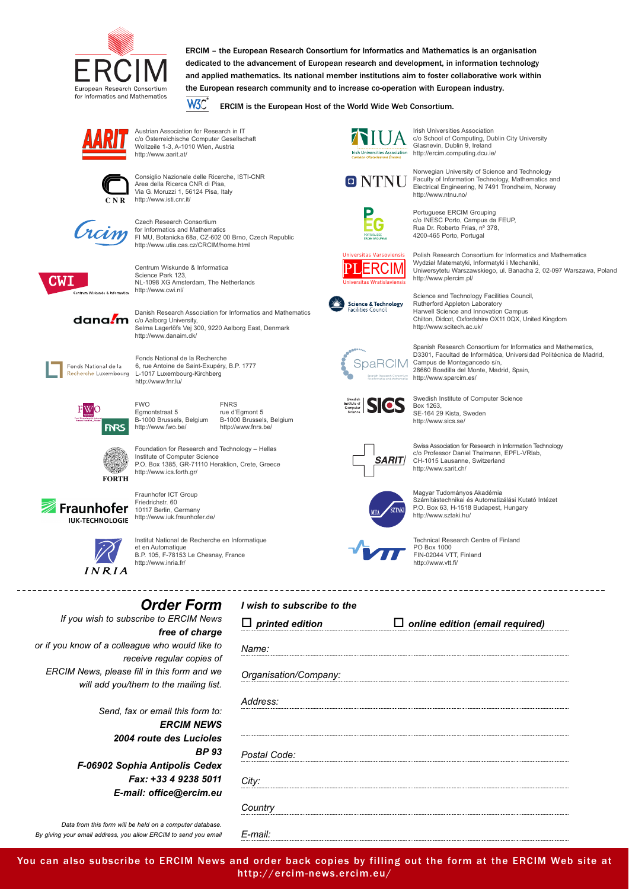ERCIM – the European Research Consortium for Informatics and Mathematics is an organisation dedicated to the advancement of European research and development, in information technology and applied mathematics. Its national member institutions aim to foster collaborative work within the European research community and to increase co-operation with European industry.

ERCIM is the European Host of the World Wide Web Consortium.

Austrian Association for Research in IT
c/o Österreichische Computer Gesellschaft
Wollzeile 1-3, A-1010 Wien, Austria
http://www.aarit.at/

Consiglio Nazionale delle Ricerche, ISTI-CNR
Area della Ricerca CNR di Pisa,
Via G. Moruzzi 1, 56124 Pisa, Italy
http://www.isti.cnr.it/

Czech Research Consortium
for Informatics and Mathematics
FI MU, Botanicka 68a, CZ-602 00 Brno, Czech Republic
http://www.utia.cas.cz/CRCIM/home.html

Centrum Wiskunde & Informatica
Science Park 123,
NL-1098 XG Amsterdam, The Netherlands
http://www.cwi.nl/

Danish Research Association for Informatics and Mathematics
c/o Aalborg University,
Selma Lagerlöfs Vej 300, 9220 Aalborg East, Denmark
http://www.danaim.dk/

Fonds National de la Recherche
6, rue Antoine de Saint-Exupéry, B.P. 1777
L-1017 Luxembourg-Kirchberg
http://www.fnr.lu/

FWO
Egmontstraat 5
B-1000 Brussels, Belgium
http://www.fwo.be/

FNRS
rue d'Egmont 5
B-1000 Brussels, Belgium
http://www.fnrs.be/

Foundation for Research and Technology – Hellas
Institute of Computer Science
P.O. Box 1385, GR-71110 Heraklion, Crete, Greece
http://www.ics.forth.gr/

Fraunhofer ICT Group
Friedrichstr. 60
10117 Berlin, Germany
http://www.iuk.fraunhofer.de/

Institut National de Recherche en Informatique
et en Automatique
B.P. 105, F-78153 Le Chesnay, France
http://www.inria.fr/

Irish Universities Association
c/o School of Computing, Dublin City University
Glasnevin, Dublin 9, Ireland
http://ercim.computing.dcu.ie/

Norwegian University of Science and Technology
Faculty of Information Technology, Mathematics and
Electrical Engineering, N 7491 Trondheim, Norway
http://www.ntnu.no/

Portuguese ERCIM Grouping
c/o INESC Porto, Campus da FEUP,
Rua Dr. Roberto Frias, nº 378,
4200-465 Porto, Portugal

Polish Research Consortium for Informatics and Mathematics
Wydział Matematyki, Informatyki i Mechaniki,
Uniwersytetu Warszawskiego, ul. Banacha 2, 02-097 Warszawa, Poland
http://www.plercim.pl/

Science and Technology Facilities Council,
Rutherford Appleton Laboratory
Harwell Science and Innovation Campus
Chilton, Didcot, Oxfordshire OX11 0QX, United Kingdom
http://www.scitech.ac.uk/

Spanish Research Consortium for Informatics and Mathematics,
D3301, Facultad de Informática, Universidad Politécnica de Madrid,
Campus de Montegancedo s/n,
28660 Boadilla del Monte, Madrid, Spain,
http://www.sparcim.es/

Swedish Institute of Computer Science
Box 1263,
SE-164 29 Kista, Sweden
http://www.sics.se/

Swiss Association for Research in Information Technology
c/o Professor Daniel Thalmann, EPFL-VRlab,
CH-1015 Lausanne, Switzerland
http://www.sarit.ch/

Magyar Tudományos Akadémia
Számítástechnikai és Automatizálási Kutató Intézet
P.O. Box 63, H-1518 Budapest, Hungary
http://www.sztaki.hu/

Technical Research Centre of Finland
PO Box 1000
FIN-02044 VTT, Finland
http://www.vtt.fi/

## Order Form

*If you wish to subscribe to ERCIM News* ***free of charge*** *or if you know of a colleague who would like to receive regular copies of ERCIM News, please fill in this form and we will add you/them to the mailing list.*

*Send, fax or email this form to:*
***ERCIM NEWS***
***2004 route des Lucioles***
***BP 93***
***F-06902 Sophia Antipolis Cedex***
***Fax: +33 4 9238 5011***
***E-mail: office@ercim.eu***

*Data from this form will be held on a computer database. By giving your email address, you allow ERCIM to send you email*

***I wish to subscribe to the***

☐ ***printed edition*** ☐ ***online edition (email required)***

*Name:*

*Organisation/Company:*

*Address:*

*Postal Code:*

*City:*

*Country*

*E-mail:*

You can also subscribe to ERCIM News and order back copies by filling out the form at the ERCIM Web site at http://ercim-news.ercim.eu/